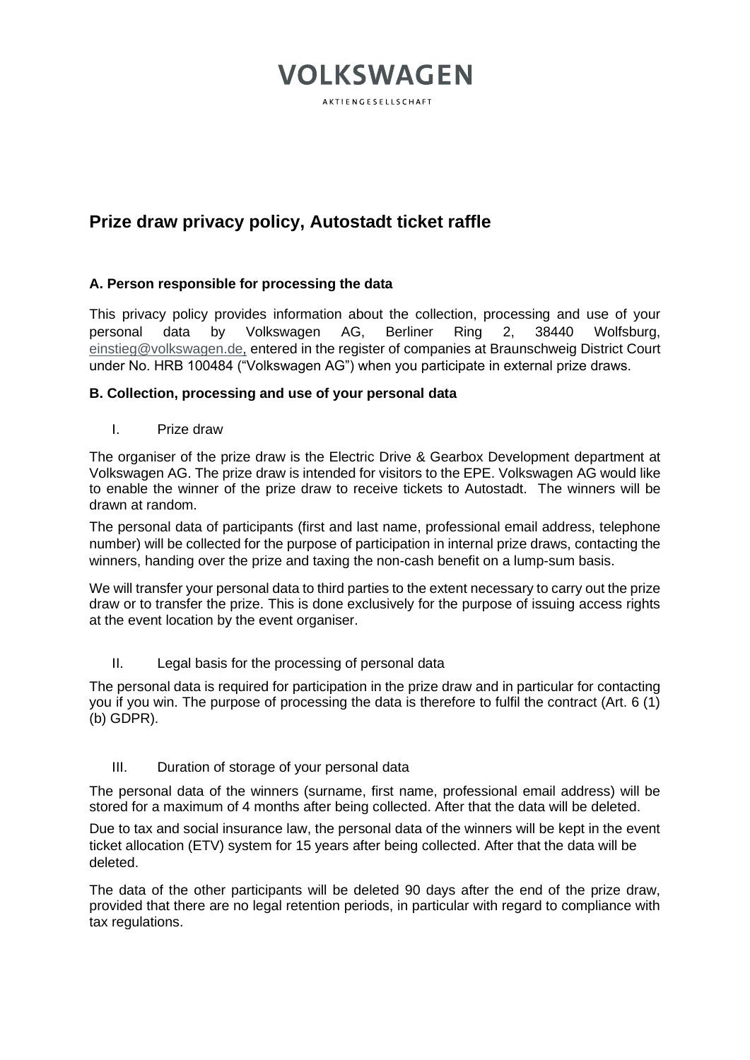VOLKSWAGEN

AKTIENGESELLSCHAFT

# Prize draw privacy policy, Autostadt ticket raffle

### A. Person responsible for processing the data

This privacy policy provides information about the collection, processing and use of your personal data by Volkswagen AG, Berliner Ring 2, 38440 Wolfsburg, einstieg@volkswagen.de, entered in the register of companies at Braunschweig District Court under No. HRB 100484 ("Volkswagen AG") when you participate in external prize draws.

### B. Collection, processing and use of your personal data

I. Prize draw

The organiser of the prize draw is the Electric Drive & Gearbox Development department at Volkswagen AG. The prize draw is intended for visitors to the EPE. Volkswagen AG would like to enable the winner of the prize draw to receive tickets to Autostadt. The winners will be drawn at random.

The personal data of participants (first and last name, professional email address, telephone number) will be collected for the purpose of participation in internal prize draws, contacting the winners, handing over the prize and taxing the non-cash benefit on a lump-sum basis.

We will transfer your personal data to third parties to the extent necessary to carry out the prize draw or to transfer the prize. This is done exclusively for the purpose of issuing access rights at the event location by the event organiser.

II. Legal basis for the processing of personal data

The personal data is required for participation in the prize draw and in particular for contacting you if you win. The purpose of processing the data is therefore to fulfil the contract (Art. 6 (1) (b) GDPR).

III. Duration of storage of your personal data

The personal data of the winners (surname, first name, professional email address) will be stored for a maximum of 4 months after being collected. After that the data will be deleted.

Due to tax and social insurance law, the personal data of the winners will be kept in the event ticket allocation (ETV) system for 15 years after being collected. After that the data will be deleted.

The data of the other participants will be deleted 90 days after the end of the prize draw, provided that there are no legal retention periods, in particular with regard to compliance with tax regulations.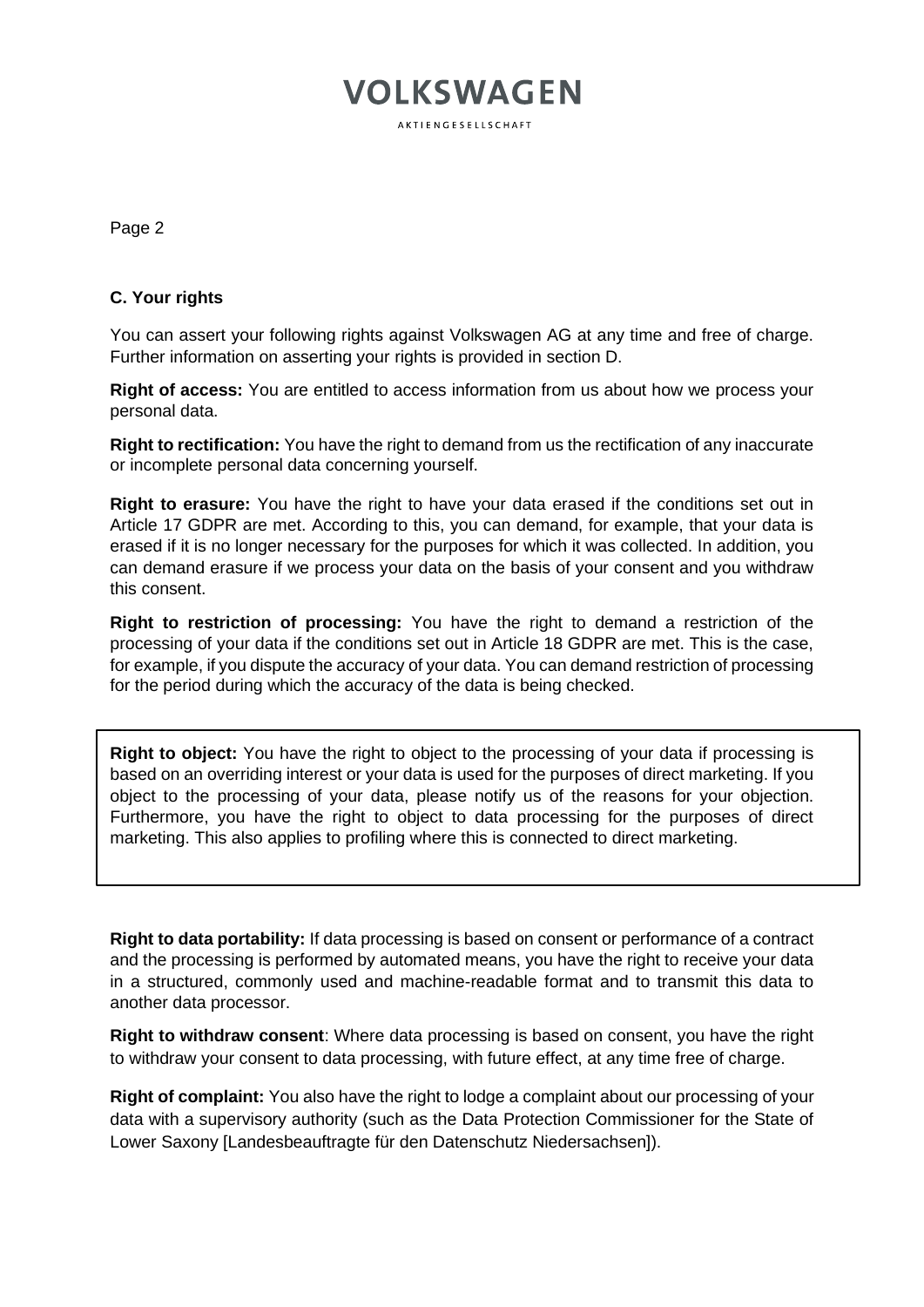## C. Your rights

You can assert your following rights against Volkswagen AG at any time and free of charge. Further information on asserting your rights is provided in section D.

**Right of access:** You are entitled to access information from us about how we process your personal data.

**Right to rectification:** You have the right to demand from us the rectification of any inaccurate or incomplete personal data concerning yourself.

**Right to erasure:** You have the right to have your data erased if the conditions set out in Article 17 GDPR are met. According to this, you can demand, for example, that your data is erased if it is no longer necessary for the purposes for which it was collected. In addition, you can demand erasure if we process your data on the basis of your consent and you withdraw this consent.

**Right to restriction of processing:** You have the right to demand a restriction of the processing of your data if the conditions set out in Article 18 GDPR are met. This is the case, for example, if you dispute the accuracy of your data. You can demand restriction of processing for the period during which the accuracy of the data is being checked.

**Right to object:** You have the right to object to the processing of your data if processing is based on an overriding interest or your data is used for the purposes of direct marketing. If you object to the processing of your data, please notify us of the reasons for your objection. Furthermore, you have the right to object to data processing for the purposes of direct marketing. This also applies to profiling where this is connected to direct marketing.

**Right to data portability:** If data processing is based on consent or performance of a contract and the processing is performed by automated means, you have the right to receive your data in a structured, commonly used and machine-readable format and to transmit this data to another data processor.

**Right to withdraw consent**: Where data processing is based on consent, you have the right to withdraw your consent to data processing, with future effect, at any time free of charge.

**Right of complaint:** You also have the right to lodge a complaint about our processing of your data with a supervisory authority (such as the Data Protection Commissioner for the State of Lower Saxony [Landesbeauftragte für den Datenschutz Niedersachsen]).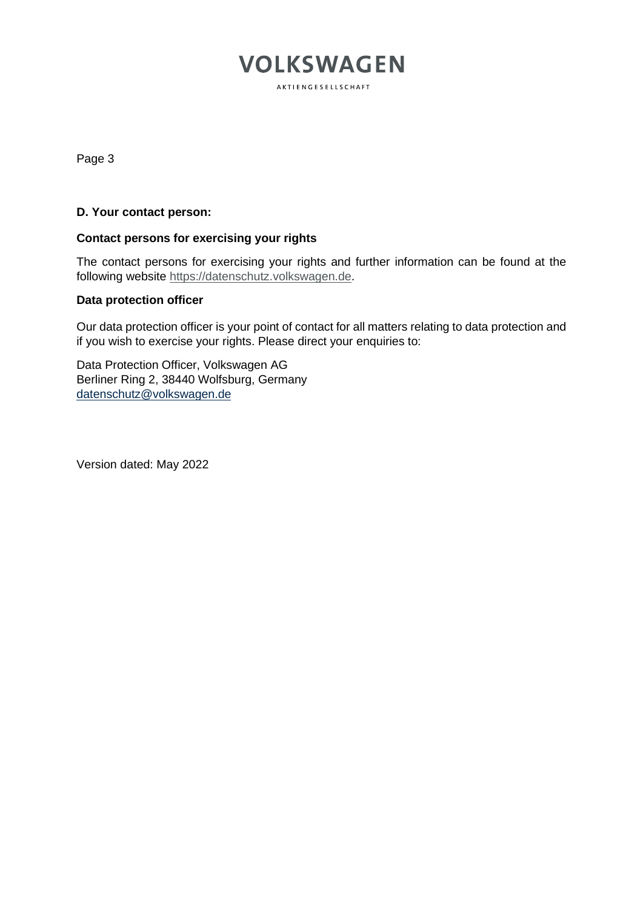**D. Your contact person:**

**Contact persons for exercising your rights**

The contact persons for exercising your rights and further information can be found at the following website https://datenschutz.volkswagen.de.

**Data protection officer**

Our data protection officer is your point of contact for all matters relating to data protection and if you wish to exercise your rights. Please direct your enquiries to:

Data Protection Officer, Volkswagen AG
Berliner Ring 2, 38440 Wolfsburg, Germany
datenschutz@volkswagen.de

Version dated: May 2022